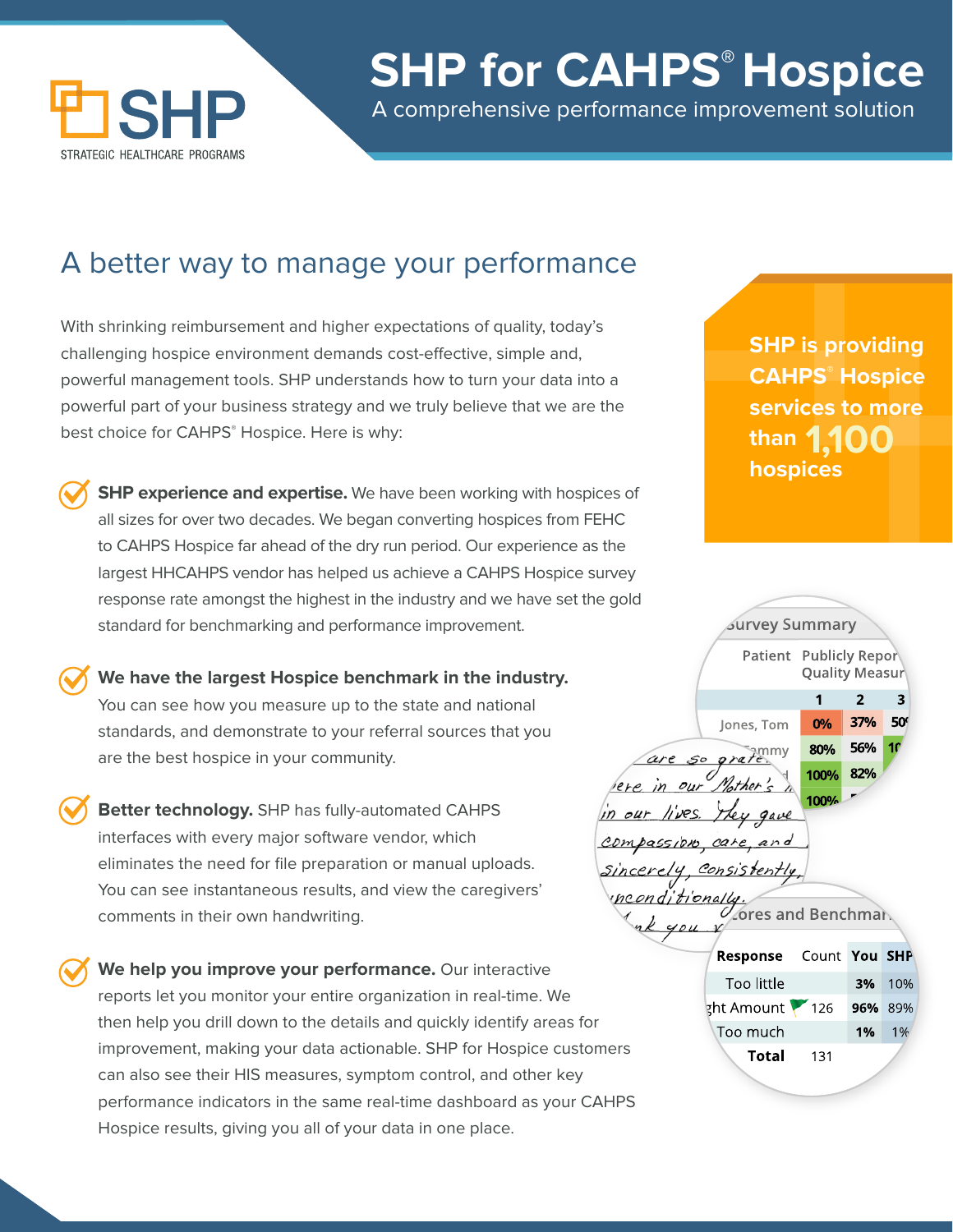# SHP for CAHPS® Hospice

A comprehensive performance improvement solution

SHP
STRATEGIC HEALTHCARE PROGRAMS

## A better way to manage your performance

With shrinking reimbursement and higher expectations of quality, today's challenging hospice environment demands cost-effective, simple and, powerful management tools. SHP understands how to turn your data into a powerful part of your business strategy and we truly believe that we are the best choice for CAHPS® Hospice. Here is why:

**SHP is providing CAHPS® Hospice services to more than 1,100 hospices**

- **SHP experience and expertise.** We have been working with hospices of all sizes for over two decades. We began converting hospices from FEHC to CAHPS Hospice far ahead of the dry run period. Our experience as the largest HHCAHPS vendor has helped us achieve a CAHPS Hospice survey response rate amongst the highest in the industry and we have set the gold standard for benchmarking and performance improvement.

- **We have the largest Hospice benchmark in the industry.** You can see how you measure up to the state and national standards, and demonstrate to your referral sources that you are the best hospice in your community.

- **Better technology.** SHP has fully-automated CAHPS interfaces with every major software vendor, which eliminates the need for file preparation or manual uploads. You can see instantaneous results, and view the caregivers' comments in their own handwriting.

- **We help you improve your performance.** Our interactive reports let you monitor your entire organization in real-time. We then help you drill down to the details and quickly identify areas for improvement, making your data actionable. SHP for Hospice customers can also see their HIS measures, symptom control, and other key performance indicators in the same real-time dashboard as your CAHPS Hospice results, giving you all of your data in one place.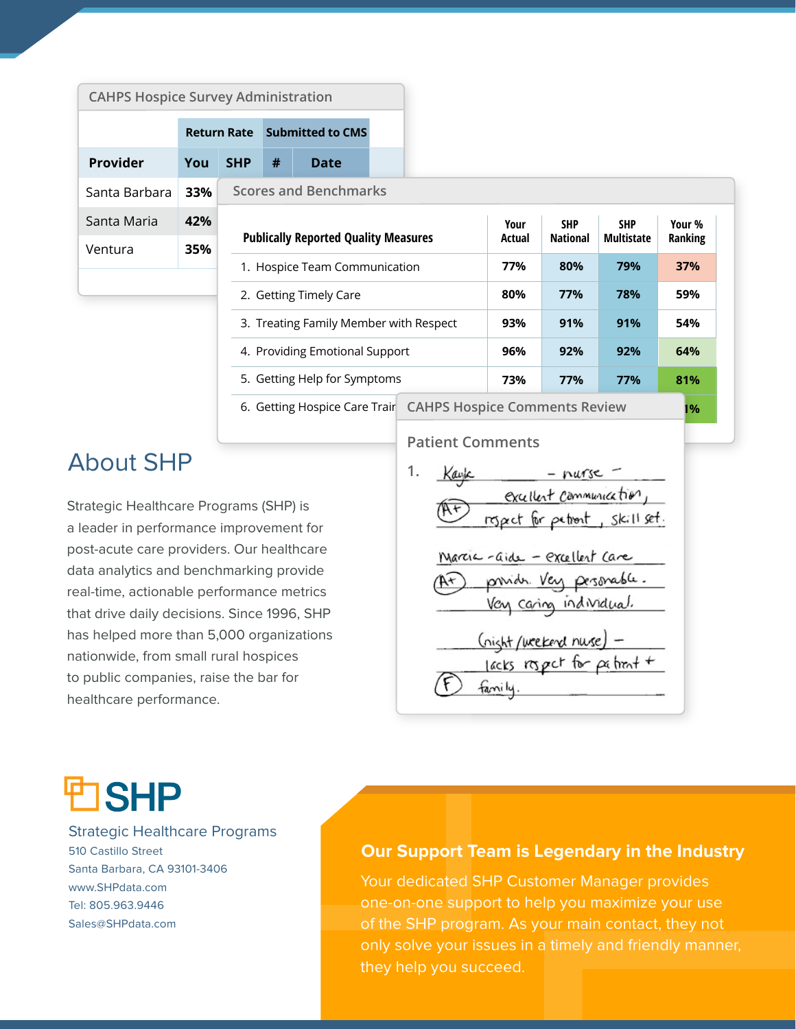## CAHPS Hospice Survey Administration

| | Return Rate | | Submitted to CMS | |
|---|---|---|---|---|
| **Provider** | **You** | **SHP** | **#** | **Date** |
| Santa Barbara | 33% | | | |
| Santa Maria | 42% | | | |
| Ventura | 35% | | | |

## Scores and Benchmarks

| Publically Reported Quality Measures | Your Actual | SHP National | SHP Multistate | Your % Ranking |
|---|---|---|---|---|
| 1. Hospice Team Communication | 77% | 80% | 79% | 37% |
| 2. Getting Timely Care | 80% | 77% | 78% | 59% |
| 3. Treating Family Member with Respect | 93% | 91% | 91% | 54% |
| 4. Providing Emotional Support | 96% | 92% | 92% | 64% |
| 5. Getting Help for Symptoms | 73% | 77% | 77% | 81% |
| 6. Getting Hospice Care Trair | | | | 1% |

## CAHPS Hospice Comments Review

### Patient Comments

1. Kayla – nurse – excellent communication, respect for patient, skill set. (A+)

Marcie – Aide – excellent care provider. Very personable. Very caring individual. (A+)

(night/weekend nurse) – lacks respect for patient + family. (F)

## About SHP

Strategic Healthcare Programs (SHP) is a leader in performance improvement for post-acute care providers. Our healthcare data analytics and benchmarking provide real-time, actionable performance metrics that drive daily decisions. Since 1996, SHP has helped more than 5,000 organizations nationwide, from small rural hospices to public companies, raise the bar for healthcare performance.

**SHP**

Strategic Healthcare Programs
510 Castillo Street
Santa Barbara, CA 93101-3406
www.SHPdata.com
Tel: 805.963.9446
Sales@SHPdata.com

### Our Support Team is Legendary in the Industry

Your dedicated SHP Customer Manager provides one-on-one support to help you maximize your use of the SHP program. As your main contact, they not only solve your issues in a timely and friendly manner, they help you succeed.